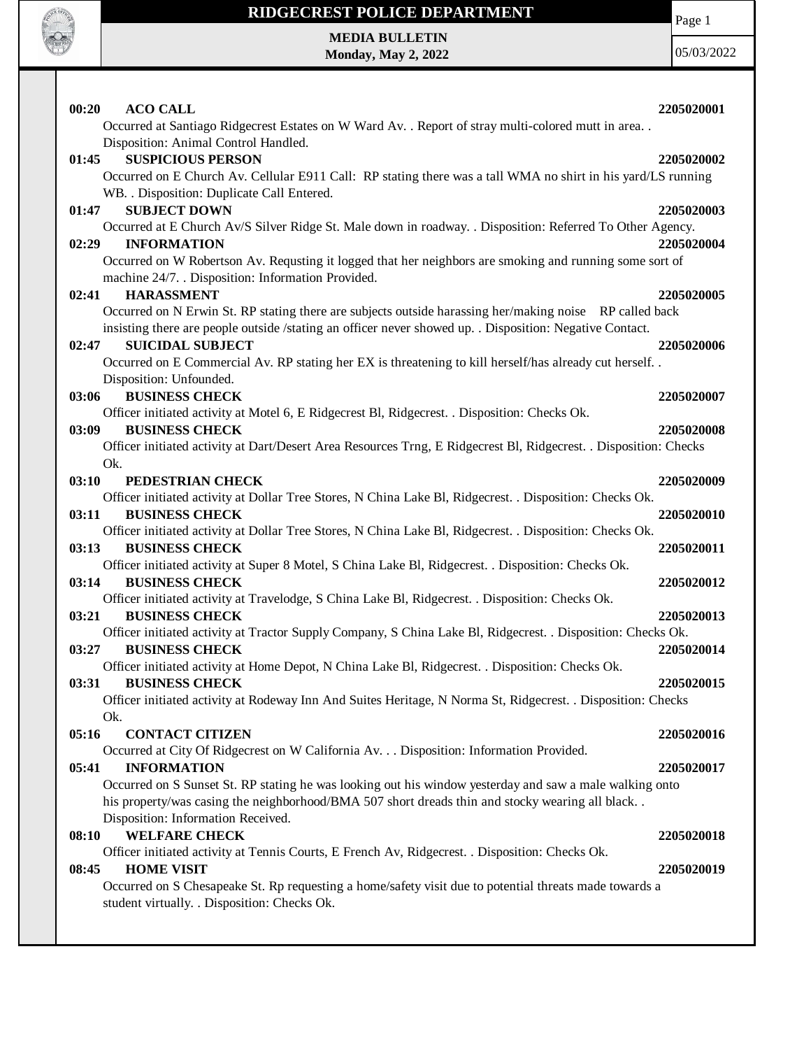# RIDGECREST POLICE DEPARTMENT

**MEDIA BULLETIN**
**Monday, May 2, 2022**

05/03/2022

**00:20 ACO CALL** **2205020001**
Occurred at Santiago Ridgecrest Estates on W Ward Av. . Report of stray multi-colored mutt in area. . Disposition: Animal Control Handled.

**01:45 SUSPICIOUS PERSON** **2205020002**
Occurred on E Church Av. Cellular E911 Call: RP stating there was a tall WMA no shirt in his yard/LS running WB. . Disposition: Duplicate Call Entered.

**01:47 SUBJECT DOWN** **2205020003**
Occurred at E Church Av/S Silver Ridge St. Male down in roadway. . Disposition: Referred To Other Agency.

**02:29 INFORMATION** **2205020004**
Occurred on W Robertson Av. Requsting it logged that her neighbors are smoking and running some sort of machine 24/7. . Disposition: Information Provided.

**02:41 HARASSMENT** **2205020005**
Occurred on N Erwin St. RP stating there are subjects outside harassing her/making noise RP called back insisting there are people outside /stating an officer never showed up. . Disposition: Negative Contact.

**02:47 SUICIDAL SUBJECT** **2205020006**
Occurred on E Commercial Av. RP stating her EX is threatening to kill herself/has already cut herself. . Disposition: Unfounded.

**03:06 BUSINESS CHECK** **2205020007**
Officer initiated activity at Motel 6, E Ridgecrest Bl, Ridgecrest. . Disposition: Checks Ok.

**03:09 BUSINESS CHECK** **2205020008**
Officer initiated activity at Dart/Desert Area Resources Trng, E Ridgecrest Bl, Ridgecrest. . Disposition: Checks Ok.

**03:10 PEDESTRIAN CHECK** **2205020009**
Officer initiated activity at Dollar Tree Stores, N China Lake Bl, Ridgecrest. . Disposition: Checks Ok.

**03:11 BUSINESS CHECK** **2205020010**
Officer initiated activity at Dollar Tree Stores, N China Lake Bl, Ridgecrest. . Disposition: Checks Ok.

**03:13 BUSINESS CHECK** **2205020011**
Officer initiated activity at Super 8 Motel, S China Lake Bl, Ridgecrest. . Disposition: Checks Ok.

**03:14 BUSINESS CHECK** **2205020012**
Officer initiated activity at Travelodge, S China Lake Bl, Ridgecrest. . Disposition: Checks Ok.

**03:21 BUSINESS CHECK** **2205020013**
Officer initiated activity at Tractor Supply Company, S China Lake Bl, Ridgecrest. . Disposition: Checks Ok.

**03:27 BUSINESS CHECK** **2205020014**
Officer initiated activity at Home Depot, N China Lake Bl, Ridgecrest. . Disposition: Checks Ok.

**03:31 BUSINESS CHECK** **2205020015**
Officer initiated activity at Rodeway Inn And Suites Heritage, N Norma St, Ridgecrest. . Disposition: Checks Ok.

**05:16 CONTACT CITIZEN** **2205020016**
Occurred at City Of Ridgecrest on W California Av. . . Disposition: Information Provided.

**05:41 INFORMATION** **2205020017**
Occurred on S Sunset St. RP stating he was looking out his window yesterday and saw a male walking onto his property/was casing the neighborhood/BMA 507 short dreads thin and stocky wearing all black. . Disposition: Information Received.

**08:10 WELFARE CHECK** **2205020018**
Officer initiated activity at Tennis Courts, E French Av, Ridgecrest. . Disposition: Checks Ok.

**08:45 HOME VISIT** **2205020019**
Occurred on S Chesapeake St. Rp requesting a home/safety visit due to potential threats made towards a student virtually. . Disposition: Checks Ok.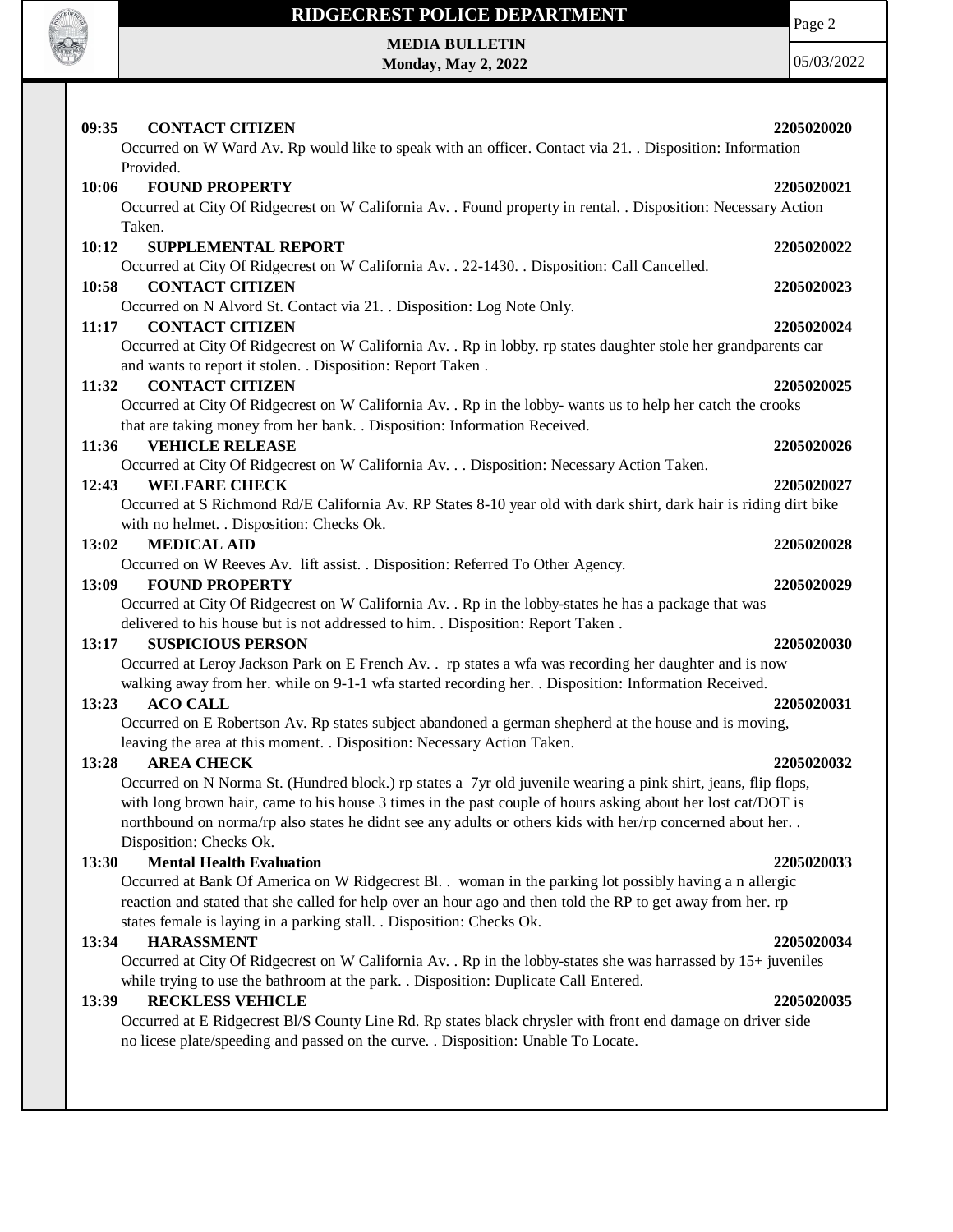**09:35 CONTACT CITIZEN 2205020020**

Occurred on W Ward Av. Rp would like to speak with an officer. Contact via 21. . Disposition: Information Provided.

**10:06 FOUND PROPERTY 2205020021**

Occurred at City Of Ridgecrest on W California Av. . Found property in rental. . Disposition: Necessary Action Taken.

**10:12 SUPPLEMENTAL REPORT 2205020022**

Occurred at City Of Ridgecrest on W California Av. . 22-1430. . Disposition: Call Cancelled.

**10:58 CONTACT CITIZEN 2205020023**

Occurred on N Alvord St. Contact via 21. . Disposition: Log Note Only.

**11:17 CONTACT CITIZEN 2205020024**

Occurred at City Of Ridgecrest on W California Av. . Rp in lobby. rp states daughter stole her grandparents car and wants to report it stolen. . Disposition: Report Taken .

**11:32 CONTACT CITIZEN 2205020025**

Occurred at City Of Ridgecrest on W California Av. . Rp in the lobby- wants us to help her catch the crooks that are taking money from her bank. . Disposition: Information Received.

**11:36 VEHICLE RELEASE 2205020026**

Occurred at City Of Ridgecrest on W California Av. . . Disposition: Necessary Action Taken.

**12:43 WELFARE CHECK 2205020027**

Occurred at S Richmond Rd/E California Av. RP States 8-10 year old with dark shirt, dark hair is riding dirt bike with no helmet. . Disposition: Checks Ok.

**13:02 MEDICAL AID 2205020028**

Occurred on W Reeves Av. lift assist. . Disposition: Referred To Other Agency.

**13:09 FOUND PROPERTY 2205020029**

Occurred at City Of Ridgecrest on W California Av. . Rp in the lobby-states he has a package that was delivered to his house but is not addressed to him. . Disposition: Report Taken .

**13:17 SUSPICIOUS PERSON 2205020030**

Occurred at Leroy Jackson Park on E French Av. . rp states a wfa was recording her daughter and is now walking away from her. while on 9-1-1 wfa started recording her. . Disposition: Information Received.

**13:23 ACO CALL 2205020031**

Occurred on E Robertson Av. Rp states subject abandoned a german shepherd at the house and is moving, leaving the area at this moment. . Disposition: Necessary Action Taken.

**13:28 AREA CHECK 2205020032**

Occurred on N Norma St. (Hundred block.) rp states a 7yr old juvenile wearing a pink shirt, jeans, flip flops, with long brown hair, came to his house 3 times in the past couple of hours asking about her lost cat/DOT is northbound on norma/rp also states he didnt see any adults or others kids with her/rp concerned about her. . Disposition: Checks Ok.

**13:30 Mental Health Evaluation 2205020033**

Occurred at Bank Of America on W Ridgecrest Bl. . woman in the parking lot possibly having a n allergic reaction and stated that she called for help over an hour ago and then told the RP to get away from her. rp states female is laying in a parking stall. . Disposition: Checks Ok.

**13:34 HARASSMENT 2205020034**

Occurred at City Of Ridgecrest on W California Av. . Rp in the lobby-states she was harrassed by 15+ juveniles while trying to use the bathroom at the park. . Disposition: Duplicate Call Entered.

**13:39 RECKLESS VEHICLE 2205020035**

Occurred at E Ridgecrest Bl/S County Line Rd. Rp states black chrysler with front end damage on driver side no licese plate/speeding and passed on the curve. . Disposition: Unable To Locate.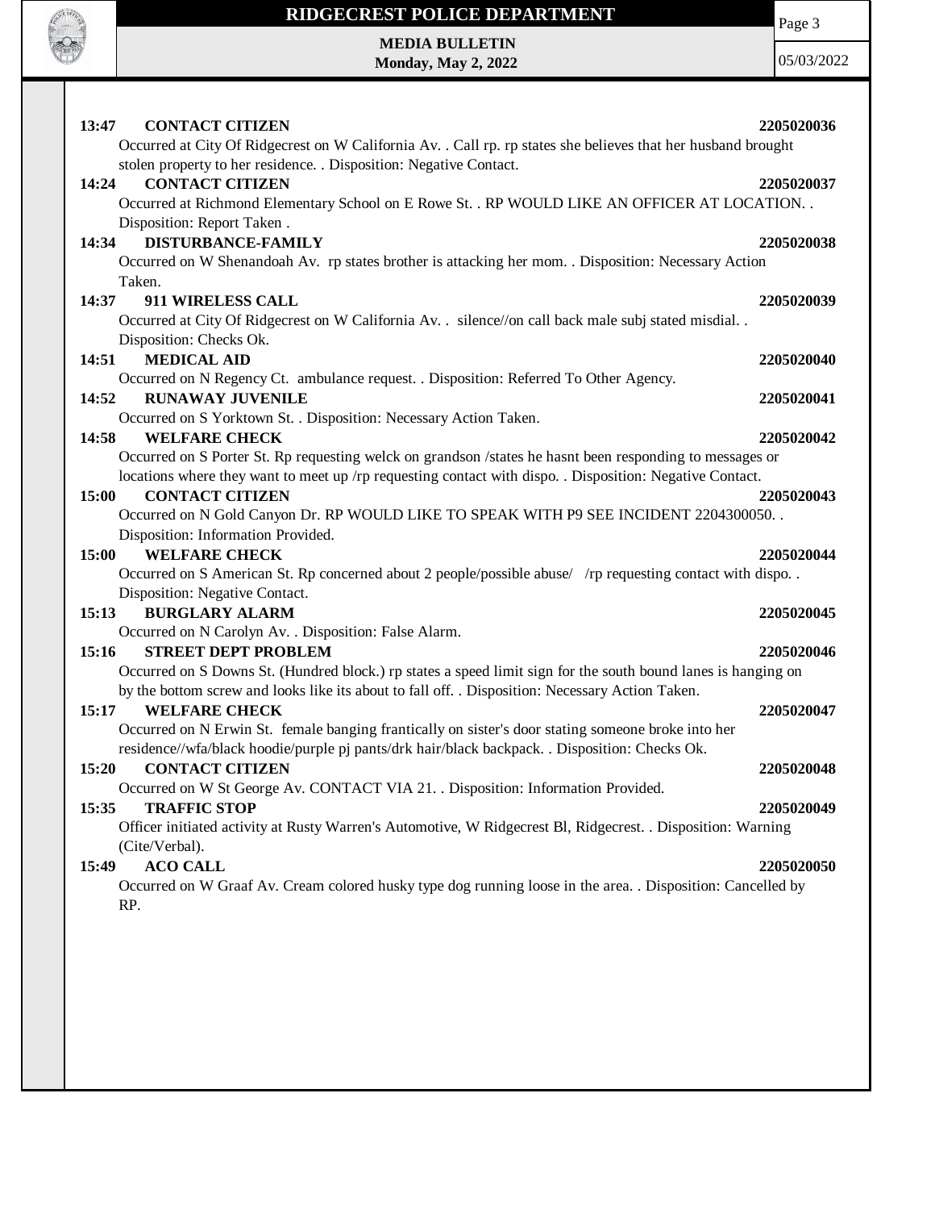**13:47 CONTACT CITIZEN 2205020036**

Occurred at City Of Ridgecrest on W California Av. . Call rp. rp states she believes that her husband brought stolen property to her residence. . Disposition: Negative Contact.

**14:24 CONTACT CITIZEN 2205020037**

Occurred at Richmond Elementary School on E Rowe St. . RP WOULD LIKE AN OFFICER AT LOCATION. . Disposition: Report Taken .

**14:34 DISTURBANCE-FAMILY 2205020038**

Occurred on W Shenandoah Av. rp states brother is attacking her mom. . Disposition: Necessary Action Taken.

**14:37 911 WIRELESS CALL 2205020039**

Occurred at City Of Ridgecrest on W California Av. . silence//on call back male subj stated misdial. . Disposition: Checks Ok.

**14:51 MEDICAL AID 2205020040**

Occurred on N Regency Ct. ambulance request. . Disposition: Referred To Other Agency.

**14:52 RUNAWAY JUVENILE 2205020041**

Occurred on S Yorktown St. . Disposition: Necessary Action Taken.

**14:58 WELFARE CHECK 2205020042**

Occurred on S Porter St. Rp requesting welck on grandson /states he hasnt been responding to messages or locations where they want to meet up /rp requesting contact with dispo. . Disposition: Negative Contact.

**15:00 CONTACT CITIZEN 2205020043**

Occurred on N Gold Canyon Dr. RP WOULD LIKE TO SPEAK WITH P9 SEE INCIDENT 2204300050. . Disposition: Information Provided.

**15:00 WELFARE CHECK 2205020044**

Occurred on S American St. Rp concerned about 2 people/possible abuse/ /rp requesting contact with dispo. . Disposition: Negative Contact.

**15:13 BURGLARY ALARM 2205020045**

Occurred on N Carolyn Av. . Disposition: False Alarm.

**15:16 STREET DEPT PROBLEM 2205020046**

Occurred on S Downs St. (Hundred block.) rp states a speed limit sign for the south bound lanes is hanging on by the bottom screw and looks like its about to fall off. . Disposition: Necessary Action Taken.

**15:17 WELFARE CHECK 2205020047**

Occurred on N Erwin St. female banging frantically on sister's door stating someone broke into her residence//wfa/black hoodie/purple pj pants/drk hair/black backpack. . Disposition: Checks Ok.

**15:20 CONTACT CITIZEN 2205020048**

Occurred on W St George Av. CONTACT VIA 21. . Disposition: Information Provided.

**15:35 TRAFFIC STOP 2205020049**

Officer initiated activity at Rusty Warren's Automotive, W Ridgecrest Bl, Ridgecrest. . Disposition: Warning (Cite/Verbal).

**15:49 ACO CALL 2205020050**

Occurred on W Graaf Av. Cream colored husky type dog running loose in the area. . Disposition: Cancelled by RP.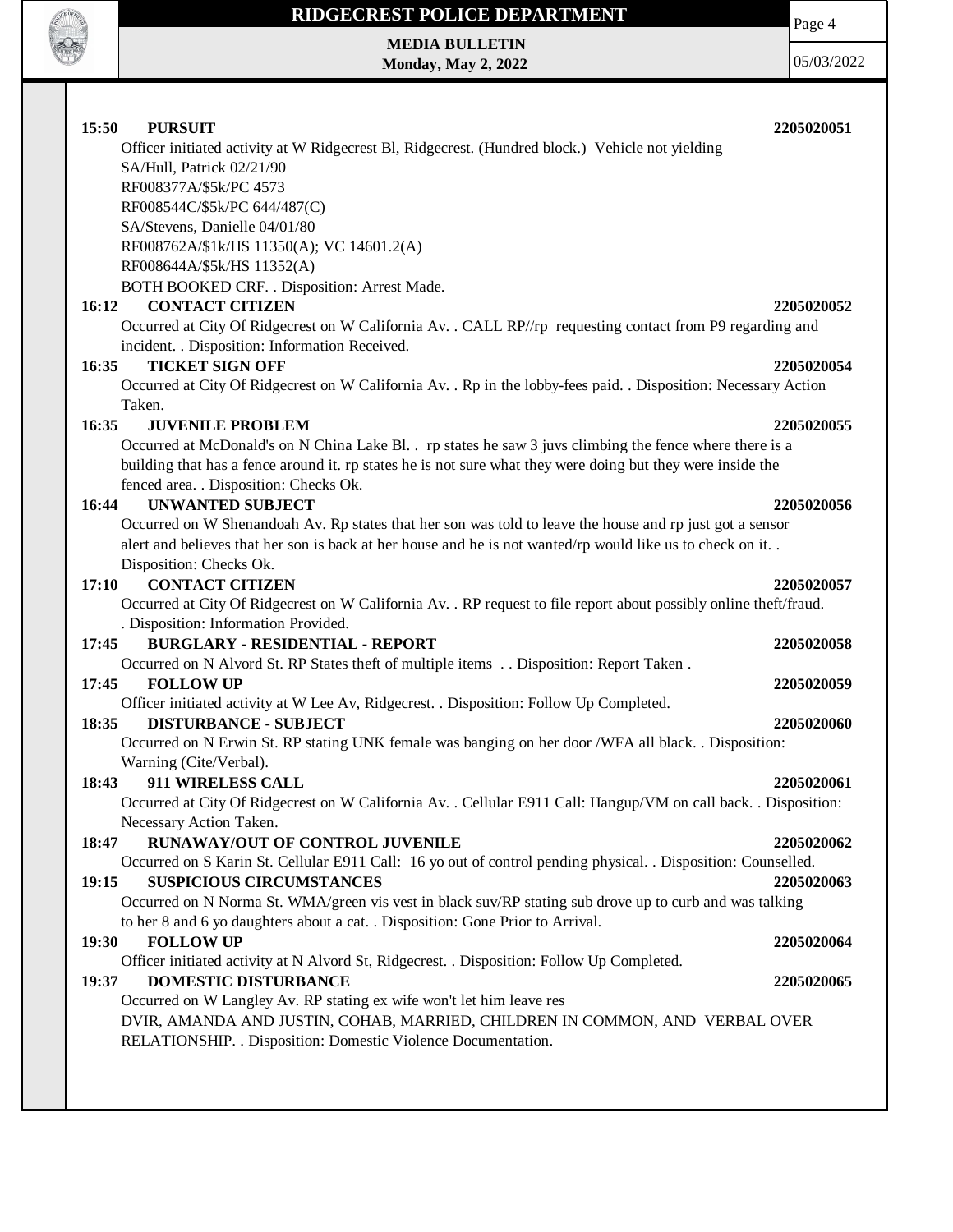**15:50 PURSUIT** **2205020051**

Officer initiated activity at W Ridgecrest Bl, Ridgecrest. (Hundred block.) Vehicle not yielding
SA/Hull, Patrick 02/21/90
RF008377A/$5k/PC 4573
RF008544C/$5k/PC 644/487(C)
SA/Stevens, Danielle 04/01/80
RF008762A/$1k/HS 11350(A); VC 14601.2(A)
RF008644A/$5k/HS 11352(A)
BOTH BOOKED CRF. . Disposition: Arrest Made.

**16:12 CONTACT CITIZEN** **2205020052**

Occurred at City Of Ridgecrest on W California Av. . CALL RP//rp requesting contact from P9 regarding and incident. . Disposition: Information Received.

**16:35 TICKET SIGN OFF** **2205020054**

Occurred at City Of Ridgecrest on W California Av. . Rp in the lobby-fees paid. . Disposition: Necessary Action Taken.

**16:35 JUVENILE PROBLEM** **2205020055**

Occurred at McDonald's on N China Lake Bl. . rp states he saw 3 juvs climbing the fence where there is a building that has a fence around it. rp states he is not sure what they were doing but they were inside the fenced area. . Disposition: Checks Ok.

**16:44 UNWANTED SUBJECT** **2205020056**

Occurred on W Shenandoah Av. Rp states that her son was told to leave the house and rp just got a sensor alert and believes that her son is back at her house and he is not wanted/rp would like us to check on it. . Disposition: Checks Ok.

**17:10 CONTACT CITIZEN** **2205020057**

Occurred at City Of Ridgecrest on W California Av. . RP request to file report about possibly online theft/fraud. . Disposition: Information Provided.

**17:45 BURGLARY - RESIDENTIAL - REPORT** **2205020058**

Occurred on N Alvord St. RP States theft of multiple items . . Disposition: Report Taken .

**17:45 FOLLOW UP** **2205020059**

Officer initiated activity at W Lee Av, Ridgecrest. . Disposition: Follow Up Completed.

**18:35 DISTURBANCE - SUBJECT** **2205020060**

Occurred on N Erwin St. RP stating UNK female was banging on her door /WFA all black. . Disposition: Warning (Cite/Verbal).

**18:43 911 WIRELESS CALL** **2205020061**

Occurred at City Of Ridgecrest on W California Av. . Cellular E911 Call: Hangup/VM on call back. . Disposition: Necessary Action Taken.

**18:47 RUNAWAY/OUT OF CONTROL JUVENILE** **2205020062**

Occurred on S Karin St. Cellular E911 Call: 16 yo out of control pending physical. . Disposition: Counselled.

**19:15 SUSPICIOUS CIRCUMSTANCES** **2205020063**

Occurred on N Norma St. WMA/green vis vest in black suv/RP stating sub drove up to curb and was talking to her 8 and 6 yo daughters about a cat. . Disposition: Gone Prior to Arrival.

**19:30 FOLLOW UP** **2205020064**

Officer initiated activity at N Alvord St, Ridgecrest. . Disposition: Follow Up Completed.

**19:37 DOMESTIC DISTURBANCE** **2205020065**

Occurred on W Langley Av. RP stating ex wife won't let him leave res
DVIR, AMANDA AND JUSTIN, COHAB, MARRIED, CHILDREN IN COMMON, AND VERBAL OVER RELATIONSHIP. . Disposition: Domestic Violence Documentation.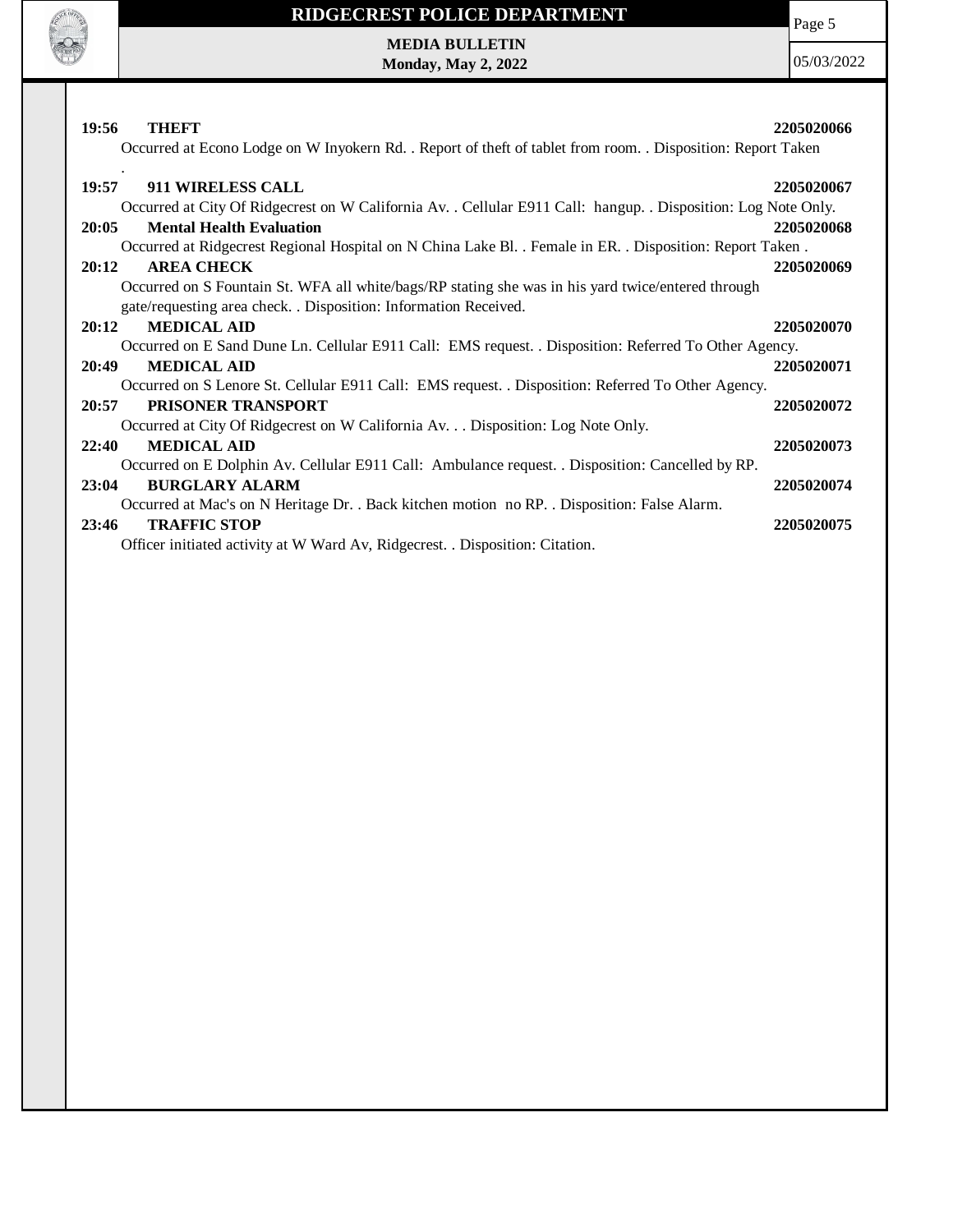**19:56 THEFT** **2205020066**

Occurred at Econo Lodge on W Inyokern Rd. . Report of theft of tablet from room. . Disposition: Report Taken .

**19:57 911 WIRELESS CALL** **2205020067**

Occurred at City Of Ridgecrest on W California Av. . Cellular E911 Call: hangup. . Disposition: Log Note Only.

**20:05 Mental Health Evaluation** **2205020068**

Occurred at Ridgecrest Regional Hospital on N China Lake Bl. . Female in ER. . Disposition: Report Taken .

**20:12 AREA CHECK** **2205020069**

Occurred on S Fountain St. WFA all white/bags/RP stating she was in his yard twice/entered through gate/requesting area check. . Disposition: Information Received.

**20:12 MEDICAL AID** **2205020070**

Occurred on E Sand Dune Ln. Cellular E911 Call: EMS request. . Disposition: Referred To Other Agency.

**20:49 MEDICAL AID** **2205020071**

Occurred on S Lenore St. Cellular E911 Call: EMS request. . Disposition: Referred To Other Agency.

**20:57 PRISONER TRANSPORT** **2205020072**

Occurred at City Of Ridgecrest on W California Av. . . Disposition: Log Note Only.

**22:40 MEDICAL AID** **2205020073**

Occurred on E Dolphin Av. Cellular E911 Call: Ambulance request. . Disposition: Cancelled by RP.

**23:04 BURGLARY ALARM** **2205020074**

Occurred at Mac's on N Heritage Dr. . Back kitchen motion no RP. . Disposition: False Alarm.

**23:46 TRAFFIC STOP** **2205020075**

Officer initiated activity at W Ward Av, Ridgecrest. . Disposition: Citation.